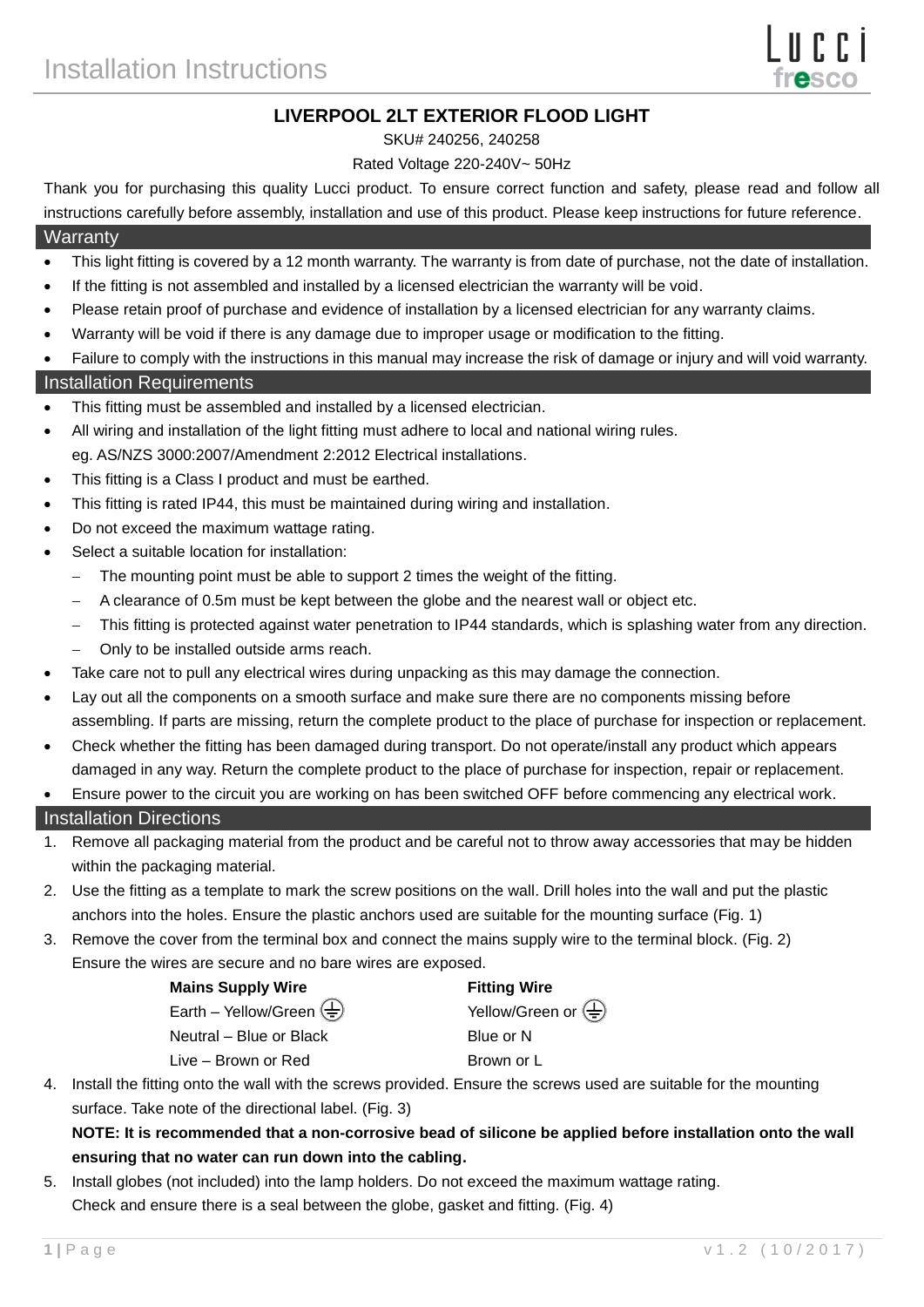# Installation Instructions

## LIVERPOOL 2LT EXTERIOR FLOOD LIGHT

SKU# 240256, 240258

Rated Voltage 220-240V~ 50Hz

Thank you for purchasing this quality Lucci product. To ensure correct function and safety, please read and follow all instructions carefully before assembly, installation and use of this product. Please keep instructions for future reference.

## Warranty

- This light fitting is covered by a 12 month warranty. The warranty is from date of purchase, not the date of installation.
- If the fitting is not assembled and installed by a licensed electrician the warranty will be void.
- Please retain proof of purchase and evidence of installation by a licensed electrician for any warranty claims.
- Warranty will be void if there is any damage due to improper usage or modification to the fitting.
- Failure to comply with the instructions in this manual may increase the risk of damage or injury and will void warranty.

## Installation Requirements

- This fitting must be assembled and installed by a licensed electrician.
- All wiring and installation of the light fitting must adhere to local and national wiring rules. eg. AS/NZS 3000:2007/Amendment 2:2012 Electrical installations.
- This fitting is a Class I product and must be earthed.
- This fitting is rated IP44, this must be maintained during wiring and installation.
- Do not exceed the maximum wattage rating.
- Select a suitable location for installation:
  - The mounting point must be able to support 2 times the weight of the fitting.
  - A clearance of 0.5m must be kept between the globe and the nearest wall or object etc.
  - This fitting is protected against water penetration to IP44 standards, which is splashing water from any direction.
  - Only to be installed outside arms reach.
- Take care not to pull any electrical wires during unpacking as this may damage the connection.
- Lay out all the components on a smooth surface and make sure there are no components missing before assembling. If parts are missing, return the complete product to the place of purchase for inspection or replacement.
- Check whether the fitting has been damaged during transport. Do not operate/install any product which appears damaged in any way. Return the complete product to the place of purchase for inspection, repair or replacement.
- Ensure power to the circuit you are working on has been switched OFF before commencing any electrical work.

## Installation Directions

1. Remove all packaging material from the product and be careful not to throw away accessories that may be hidden within the packaging material.
2. Use the fitting as a template to mark the screw positions on the wall. Drill holes into the wall and put the plastic anchors into the holes. Ensure the plastic anchors used are suitable for the mounting surface (Fig. 1)
3. Remove the cover from the terminal box and connect the mains supply wire to the terminal block. (Fig. 2) Ensure the wires are secure and no bare wires are exposed.

| **Mains Supply Wire** | **Fitting Wire** |
|---|---|
| Earth – Yellow/Green ⏚ | Yellow/Green or ⏚ |
| Neutral – Blue or Black | Blue or N |
| Live – Brown or Red | Brown or L |

4. Install the fitting onto the wall with the screws provided. Ensure the screws used are suitable for the mounting surface. Take note of the directional label. (Fig. 3)

   **NOTE: It is recommended that a non-corrosive bead of silicone be applied before installation onto the wall ensuring that no water can run down into the cabling.**

5. Install globes (not included) into the lamp holders. Do not exceed the maximum wattage rating. Check and ensure there is a seal between the globe, gasket and fitting. (Fig. 4)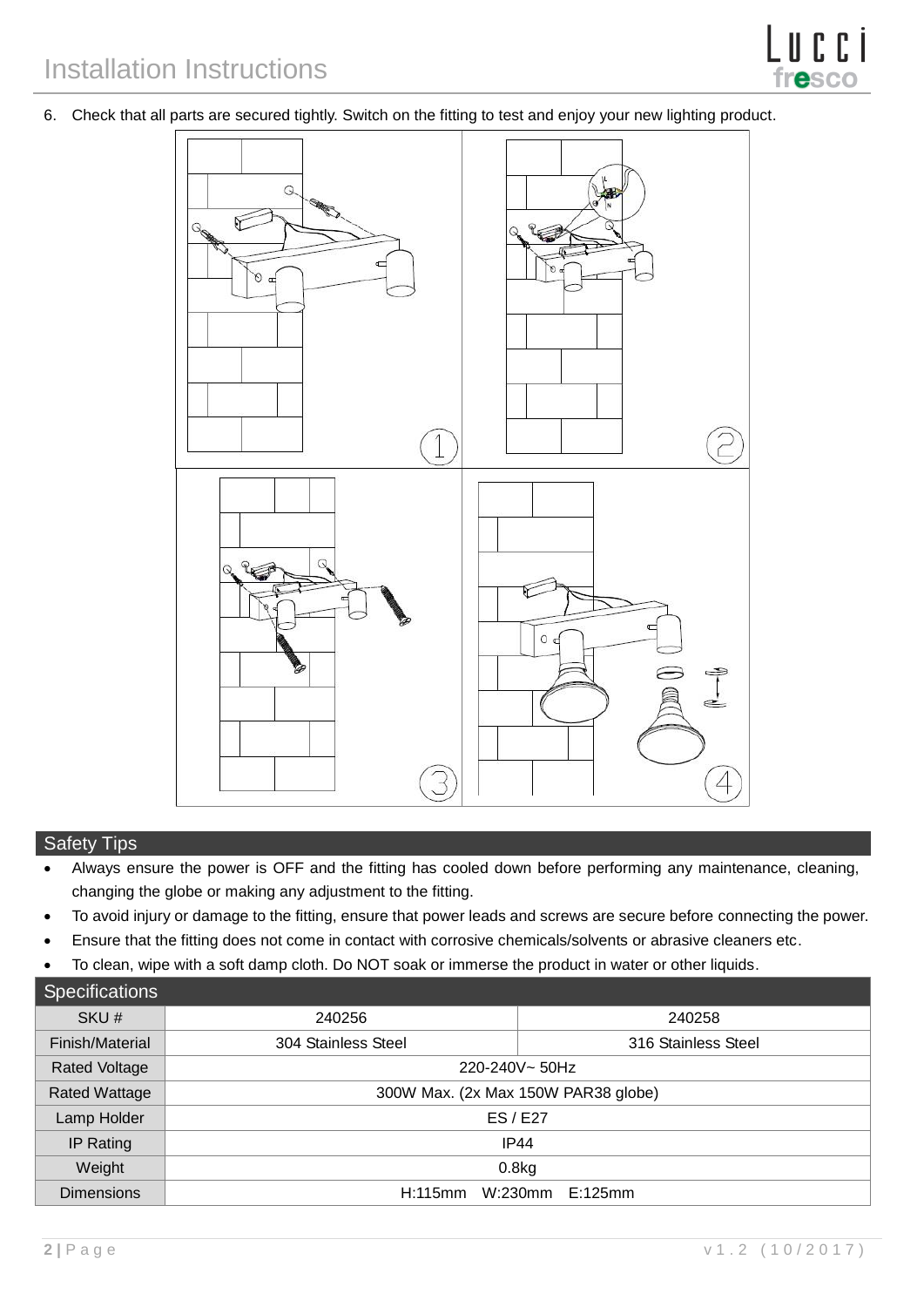6. Check that all parts are secured tightly. Switch on the fitting to test and enjoy your new lighting product.

## Safety Tips

- Always ensure the power is OFF and the fitting has cooled down before performing any maintenance, cleaning, changing the globe or making any adjustment to the fitting.
- To avoid injury or damage to the fitting, ensure that power leads and screws are secure before connecting the power.
- Ensure that the fitting does not come in contact with corrosive chemicals/solvents or abrasive cleaners etc.
- To clean, wipe with a soft damp cloth. Do NOT soak or immerse the product in water or other liquids.

## Specifications

| | | |
|---|---|---|
| SKU # | 240256 | 240258 |
| Finish/Material | 304 Stainless Steel | 316 Stainless Steel |
| Rated Voltage | 220-240V~ 50Hz | |
| Rated Wattage | 300W Max. (2x Max 150W PAR38 globe) | |
| Lamp Holder | ES / E27 | |
| IP Rating | IP44 | |
| Weight | 0.8kg | |
| Dimensions | H:115mm W:230mm E:125mm | |